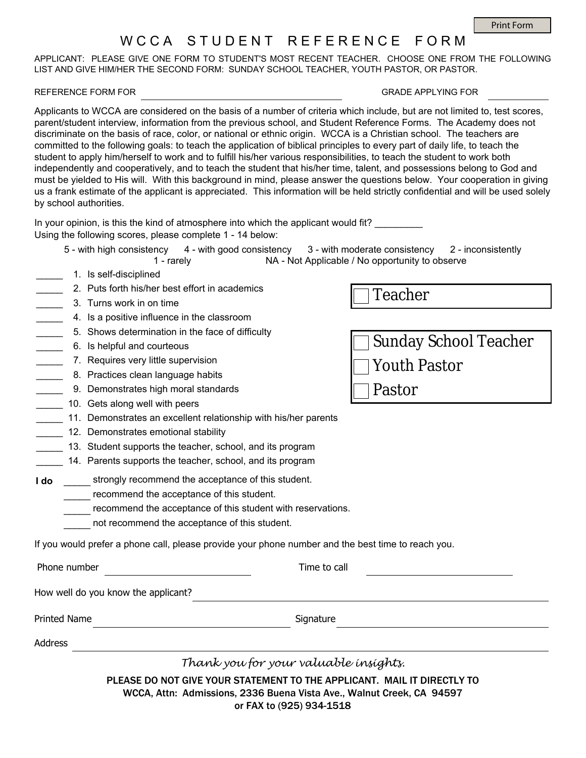# WCCA STUDENT REFERENCE FORM

APPLICANT: PLEASE GIVE ONE FORM TO STUDENT'S MOST RECENT TEACHER. CHOOSE ONE FROM THE FOLLOWING LIST AND GIVE HIM/HER THE SECOND FORM: SUNDAY SCHOOL TEACHER, YOUTH PASTOR, OR PASTOR.

REFERENCE FORM FOR ______________________________ GRADE APPLYING FOR __________

Applicants to WCCA are considered on the basis of a number of criteria which include, but are not limited to, test scores, parent/student interview, information from the previous school, and Student Reference Forms. The Academy does not discriminate on the basis of race, color, or national or ethnic origin. WCCA is a Christian school. The teachers are committed to the following goals: to teach the application of biblical principles to every part of daily life, to teach the student to apply him/herself to work and to fulfill his/her various responsibilities, to teach the student to work both independently and cooperatively, and to teach the student that his/her time, talent, and possessions belong to God and must be yielded to His will. With this background in mind, please answer the questions below. Your cooperation in giving us a frank estimate of the applicant is appreciated. This information will be held strictly confidential and will be used solely by school authorities.

In your opinion, is this the kind of atmosphere into which the applicant would fit? _________

Using the following scores, please complete 1 - 14 below:

5 - with high consistency 4 - with good consistency 3 - with moderate consistency 2 - inconsistently 1 - rarely NA - Not Applicable / No opportunity to observe

☐ Teacher

☐ Sunday School Teacher
☐ Youth Pastor
☐ Pastor

_____ 1. Is self-disciplined
_____ 2. Puts forth his/her best effort in academics
_____ 3. Turns work in on time
_____ 4. Is a positive influence in the classroom
_____ 5. Shows determination in the face of difficulty
_____ 6. Is helpful and courteous
_____ 7. Requires very little supervision
_____ 8. Practices clean language habits
_____ 9. Demonstrates high moral standards
_____ 10. Gets along well with peers
_____ 11. Demonstrates an excellent relationship with his/her parents
_____ 12. Demonstrates emotional stability
_____ 13. Student supports the teacher, school, and its program
_____ 14. Parents supports the teacher, school, and its program

**I do** _____ strongly recommend the acceptance of this student.
_____ recommend the acceptance of this student.
_____ recommend the acceptance of this student with reservations.
_____ not recommend the acceptance of this student.

If you would prefer a phone call, please provide your phone number and the best time to reach you.

Phone number ____________________ Time to call ____________________

How well do you know the applicant? ______________________________

Printed Name ____________________ Signature ____________________

Address ______________________________

*Thank you for your valuable insights.*

PLEASE DO NOT GIVE YOUR STATEMENT TO THE APPLICANT. MAIL IT DIRECTLY TO WCCA, Attn: Admissions, 2336 Buena Vista Ave., Walnut Creek, CA 94597 or FAX to (925) 934-1518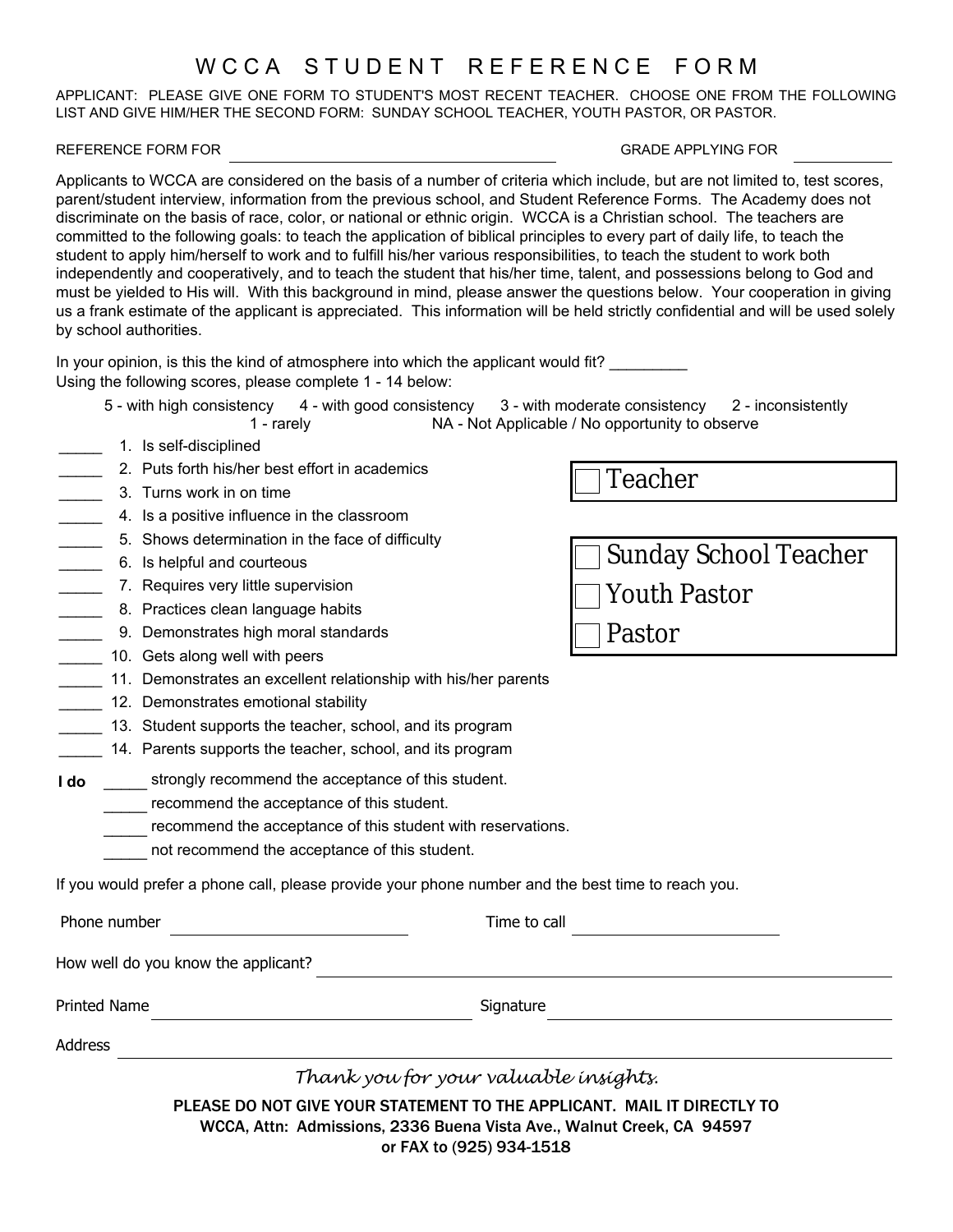# W C C A   S T U D E N T   R E F E R E N C E   F O R M

APPLICANT: PLEASE GIVE ONE FORM TO STUDENT'S MOST RECENT TEACHER. CHOOSE ONE FROM THE FOLLOWING LIST AND GIVE HIM/HER THE SECOND FORM: SUNDAY SCHOOL TEACHER, YOUTH PASTOR, OR PASTOR.

REFERENCE FORM FOR ______________________________ GRADE APPLYING FOR __________

Applicants to WCCA are considered on the basis of a number of criteria which include, but are not limited to, test scores, parent/student interview, information from the previous school, and Student Reference Forms. The Academy does not discriminate on the basis of race, color, or national or ethnic origin. WCCA is a Christian school. The teachers are committed to the following goals: to teach the application of biblical principles to every part of daily life, to teach the student to apply him/herself to work and to fulfill his/her various responsibilities, to teach the student to work both independently and cooperatively, and to teach the student that his/her time, talent, and possessions belong to God and must be yielded to His will. With this background in mind, please answer the questions below. Your cooperation in giving us a frank estimate of the applicant is appreciated. This information will be held strictly confidential and will be used solely by school authorities.

In your opinion, is this the kind of atmosphere into which the applicant would fit? _________

Using the following scores, please complete 1 - 14 below:

5 - with high consistency  4 - with good consistency  3 - with moderate consistency  2 - inconsistently  1 - rarely  NA - Not Applicable / No opportunity to observe

- _____ 1. Is self-disciplined
- _____ 2. Puts forth his/her best effort in academics
- _____ 3. Turns work in on time
- _____ 4. Is a positive influence in the classroom
- _____ 5. Shows determination in the face of difficulty
- _____ 6. Is helpful and courteous
- _____ 7. Requires very little supervision
- _____ 8. Practices clean language habits
- _____ 9. Demonstrates high moral standards
- _____ 10. Gets along well with peers
- _____ 11. Demonstrates an excellent relationship with his/her parents
- _____ 12. Demonstrates emotional stability
- _____ 13. Student supports the teacher, school, and its program
- _____ 14. Parents supports the teacher, school, and its program

☐ Teacher

☐ Sunday School Teacher
☐ Youth Pastor
☐ Pastor

**I do** _____ strongly recommend the acceptance of this student.
_____ recommend the acceptance of this student.
_____ recommend the acceptance of this student with reservations.
_____ not recommend the acceptance of this student.

If you would prefer a phone call, please provide your phone number and the best time to reach you.

Phone number ______________________ Time to call ______________________

How well do you know the applicant? ______________________________________________

Printed Name ______________________________ Signature ______________________________

Address ______________________________________________________________________

*Thank you for your valuable insights.*

**PLEASE DO NOT GIVE YOUR STATEMENT TO THE APPLICANT. MAIL IT DIRECTLY TO WCCA, Attn: Admissions, 2336 Buena Vista Ave., Walnut Creek, CA 94597 or FAX to (925) 934-1518**